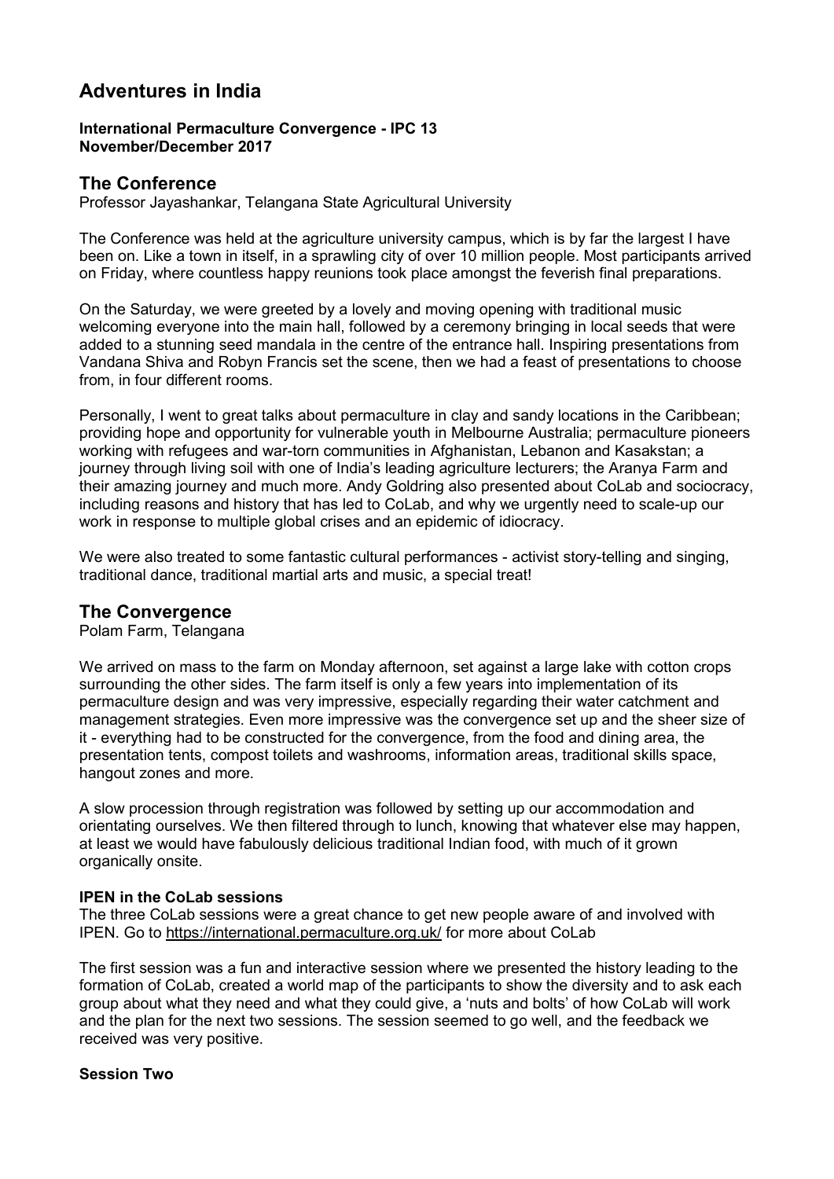# Adventures in India

**International Permaculture Convergence - IPC 13**
**November/December 2017**

## The Conference

Professor Jayashankar, Telangana State Agricultural University

The Conference was held at the agriculture university campus, which is by far the largest I have been on. Like a town in itself, in a sprawling city of over 10 million people. Most participants arrived on Friday, where countless happy reunions took place amongst the feverish final preparations.

On the Saturday, we were greeted by a lovely and moving opening with traditional music welcoming everyone into the main hall, followed by a ceremony bringing in local seeds that were added to a stunning seed mandala in the centre of the entrance hall. Inspiring presentations from Vandana Shiva and Robyn Francis set the scene, then we had a feast of presentations to choose from, in four different rooms.

Personally, I went to great talks about permaculture in clay and sandy locations in the Caribbean; providing hope and opportunity for vulnerable youth in Melbourne Australia; permaculture pioneers working with refugees and war-torn communities in Afghanistan, Lebanon and Kasakstan; a journey through living soil with one of India's leading agriculture lecturers; the Aranya Farm and their amazing journey and much more. Andy Goldring also presented about CoLab and sociocracy, including reasons and history that has led to CoLab, and why we urgently need to scale-up our work in response to multiple global crises and an epidemic of idiocracy.

We were also treated to some fantastic cultural performances - activist story-telling and singing, traditional dance, traditional martial arts and music, a special treat!

## The Convergence

Polam Farm, Telangana

We arrived on mass to the farm on Monday afternoon, set against a large lake with cotton crops surrounding the other sides. The farm itself is only a few years into implementation of its permaculture design and was very impressive, especially regarding their water catchment and management strategies. Even more impressive was the convergence set up and the sheer size of it - everything had to be constructed for the convergence, from the food and dining area, the presentation tents, compost toilets and washrooms, information areas, traditional skills space, hangout zones and more.

A slow procession through registration was followed by setting up our accommodation and orientating ourselves. We then filtered through to lunch, knowing that whatever else may happen, at least we would have fabulously delicious traditional Indian food, with much of it grown organically onsite.

### IPEN in the CoLab sessions

The three CoLab sessions were a great chance to get new people aware of and involved with IPEN. Go to https://international.permaculture.org.uk/ for more about CoLab

The first session was a fun and interactive session where we presented the history leading to the formation of CoLab, created a world map of the participants to show the diversity and to ask each group about what they need and what they could give, a 'nuts and bolts' of how CoLab will work and the plan for the next two sessions. The session seemed to go well, and the feedback we received was very positive.

### Session Two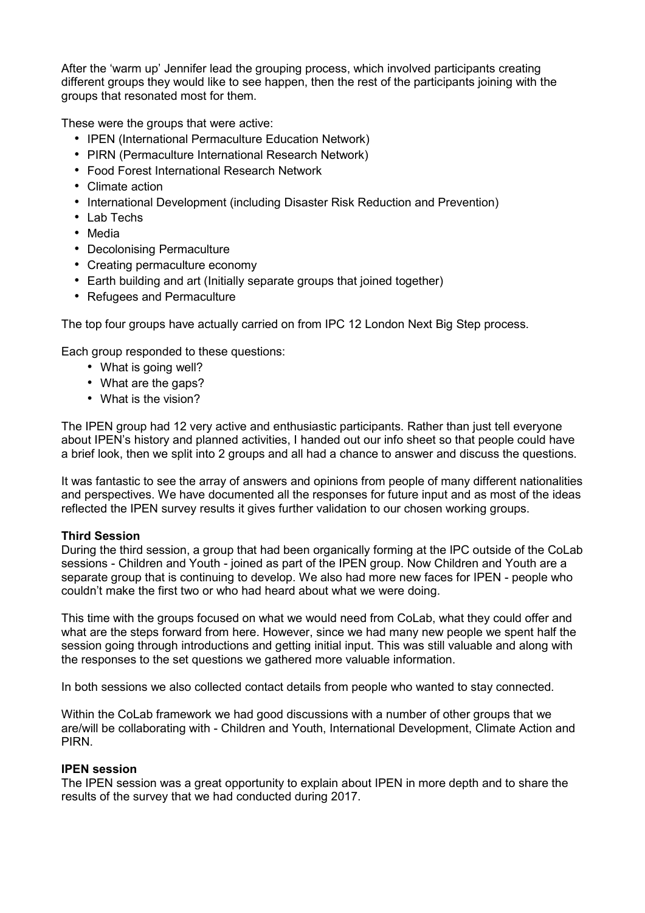After the 'warm up' Jennifer lead the grouping process, which involved participants creating different groups they would like to see happen, then the rest of the participants joining with the groups that resonated most for them.

These were the groups that were active:

- IPEN (International Permaculture Education Network)
- PIRN (Permaculture International Research Network)
- Food Forest International Research Network
- Climate action
- International Development (including Disaster Risk Reduction and Prevention)
- Lab Techs
- Media
- Decolonising Permaculture
- Creating permaculture economy
- Earth building and art (Initially separate groups that joined together)
- Refugees and Permaculture

The top four groups have actually carried on from IPC 12 London Next Big Step process.

Each group responded to these questions:

- What is going well?
- What are the gaps?
- What is the vision?

The IPEN group had 12 very active and enthusiastic participants. Rather than just tell everyone about IPEN's history and planned activities, I handed out our info sheet so that people could have a brief look, then we split into 2 groups and all had a chance to answer and discuss the questions.

It was fantastic to see the array of answers and opinions from people of many different nationalities and perspectives. We have documented all the responses for future input and as most of the ideas reflected the IPEN survey results it gives further validation to our chosen working groups.

**Third Session**

During the third session, a group that had been organically forming at the IPC outside of the CoLab sessions - Children and Youth - joined as part of the IPEN group. Now Children and Youth are a separate group that is continuing to develop. We also had more new faces for IPEN - people who couldn't make the first two or who had heard about what we were doing.

This time with the groups focused on what we would need from CoLab, what they could offer and what are the steps forward from here. However, since we had many new people we spent half the session going through introductions and getting initial input. This was still valuable and along with the responses to the set questions we gathered more valuable information.

In both sessions we also collected contact details from people who wanted to stay connected.

Within the CoLab framework we had good discussions with a number of other groups that we are/will be collaborating with - Children and Youth, International Development, Climate Action and PIRN.

**IPEN session**

The IPEN session was a great opportunity to explain about IPEN in more depth and to share the results of the survey that we had conducted during 2017.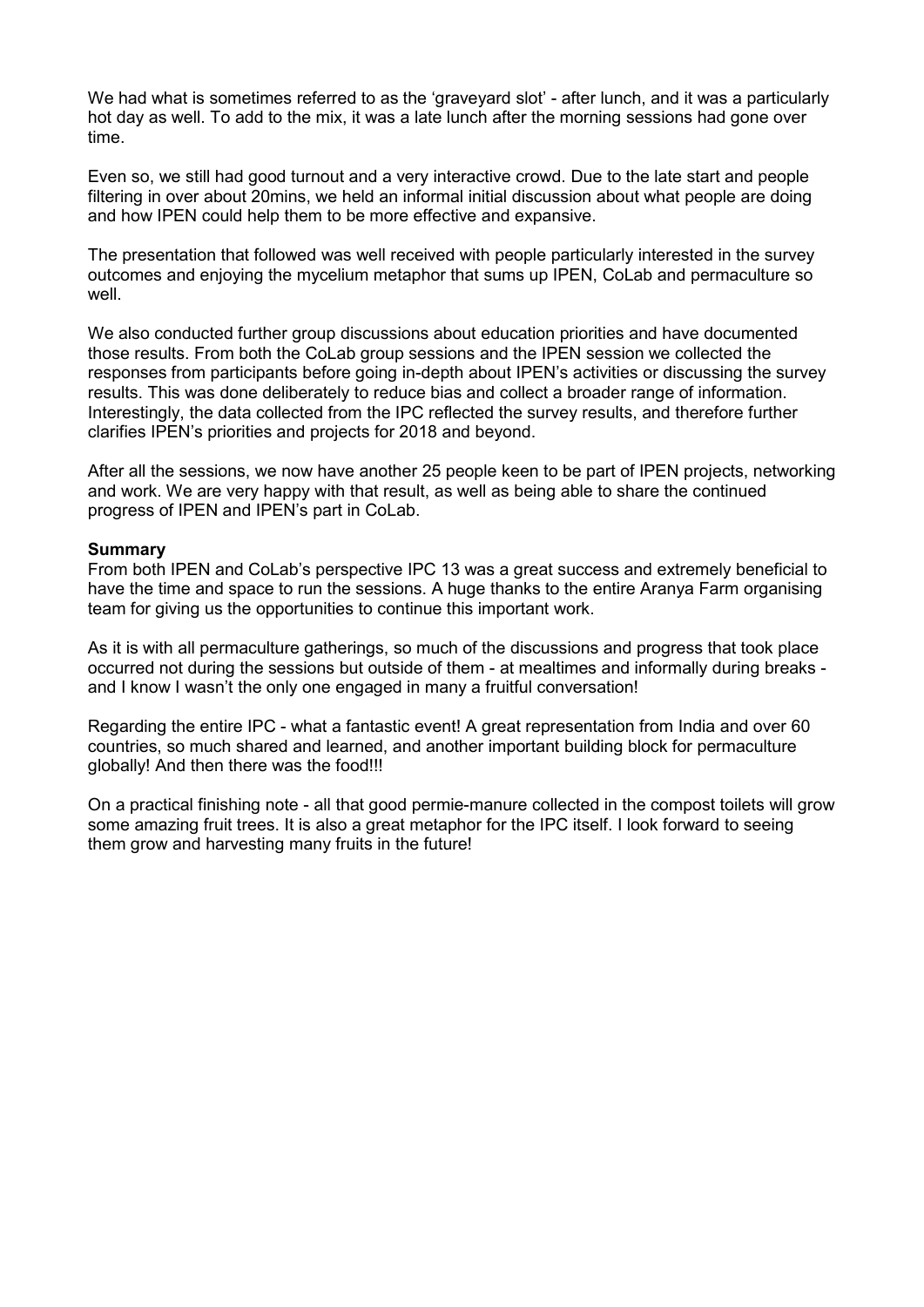We had what is sometimes referred to as the 'graveyard slot' - after lunch, and it was a particularly hot day as well. To add to the mix, it was a late lunch after the morning sessions had gone over time.

Even so, we still had good turnout and a very interactive crowd. Due to the late start and people filtering in over about 20mins, we held an informal initial discussion about what people are doing and how IPEN could help them to be more effective and expansive.

The presentation that followed was well received with people particularly interested in the survey outcomes and enjoying the mycelium metaphor that sums up IPEN, CoLab and permaculture so well.

We also conducted further group discussions about education priorities and have documented those results. From both the CoLab group sessions and the IPEN session we collected the responses from participants before going in-depth about IPEN's activities or discussing the survey results. This was done deliberately to reduce bias and collect a broader range of information. Interestingly, the data collected from the IPC reflected the survey results, and therefore further clarifies IPEN's priorities and projects for 2018 and beyond.

After all the sessions, we now have another 25 people keen to be part of IPEN projects, networking and work. We are very happy with that result, as well as being able to share the continued progress of IPEN and IPEN's part in CoLab.

**Summary**

From both IPEN and CoLab's perspective IPC 13 was a great success and extremely beneficial to have the time and space to run the sessions. A huge thanks to the entire Aranya Farm organising team for giving us the opportunities to continue this important work.

As it is with all permaculture gatherings, so much of the discussions and progress that took place occurred not during the sessions but outside of them - at mealtimes and informally during breaks - and I know I wasn't the only one engaged in many a fruitful conversation!

Regarding the entire IPC - what a fantastic event! A great representation from India and over 60 countries, so much shared and learned, and another important building block for permaculture globally! And then there was the food!!!

On a practical finishing note - all that good permie-manure collected in the compost toilets will grow some amazing fruit trees. It is also a great metaphor for the IPC itself. I look forward to seeing them grow and harvesting many fruits in the future!